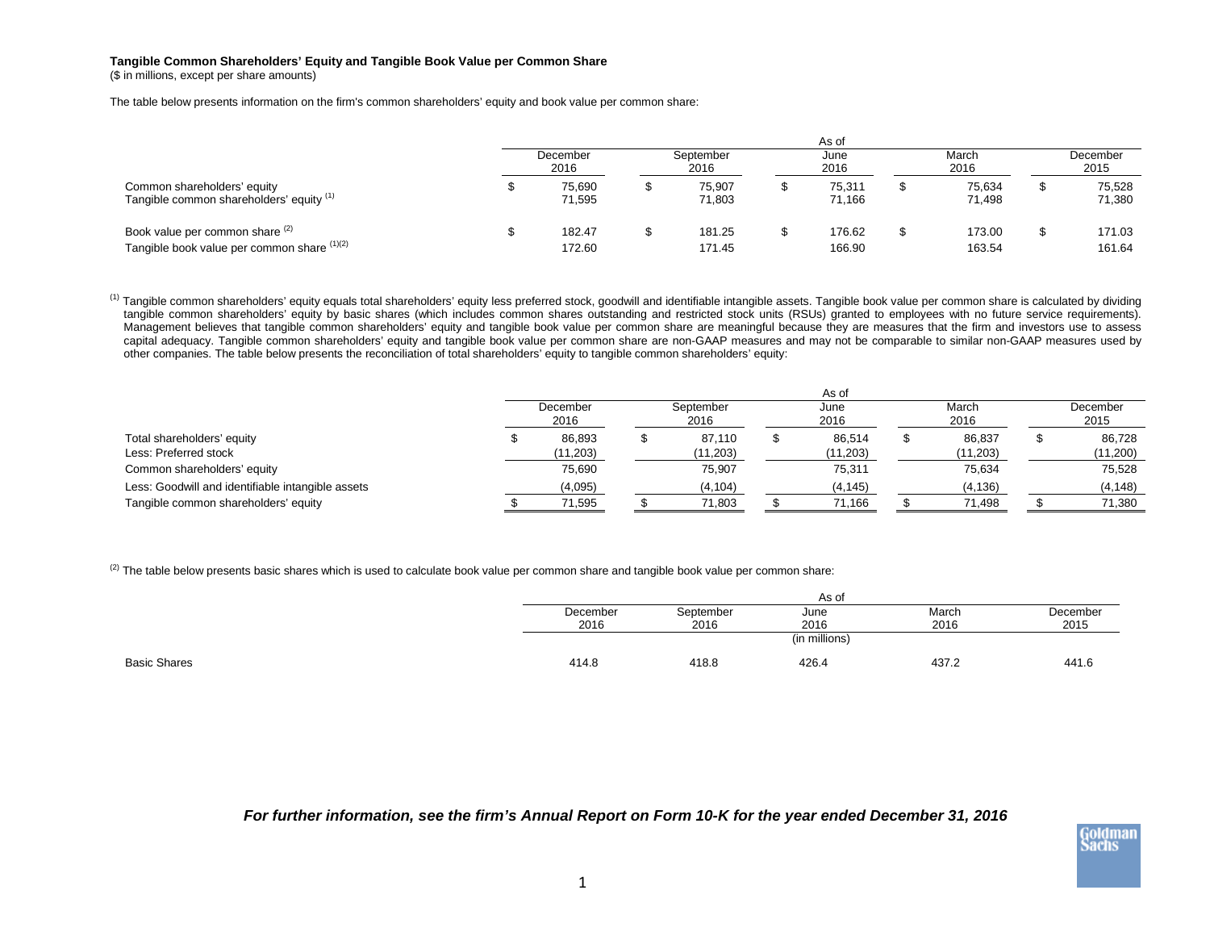**Tangible Common Shareholders' Equity and Tangible Book Value per Common Share**
($ in millions, except per share amounts)

The table below presents information on the firm's common shareholders' equity and book value per common share:

| | As of | | | | |
|---|---|---|---|---|---|
| | December 2016 | September 2016 | June 2016 | March 2016 | December 2015 |
| Common shareholders' equity | $ 75,690 | $ 75,907 | $ 75,311 | $ 75,634 | $ 75,528 |
| Tangible common shareholders' equity [(1)] | 71,595 | 71,803 | 71,166 | 71,498 | 71,380 |
| Book value per common share [(2)] | $ 182.47 | $ 181.25 | $ 176.62 | $ 173.00 | $ 171.03 |
| Tangible book value per common share [(1)(2)] | 172.60 | 171.45 | 166.90 | 163.54 | 161.64 |

[(1)] Tangible common shareholders' equity equals total shareholders' equity less preferred stock, goodwill and identifiable intangible assets. Tangible book value per common share is calculated by dividing tangible common shareholders' equity by basic shares (which includes common shares outstanding and restricted stock units (RSUs) granted to employees with no future service requirements). Management believes that tangible common shareholders' equity and tangible book value per common share are meaningful because they are measures that the firm and investors use to assess capital adequacy. Tangible common shareholders' equity and tangible book value per common share are non-GAAP measures and may not be comparable to similar non-GAAP measures used by other companies. The table below presents the reconciliation of total shareholders' equity to tangible common shareholders' equity:

| | As of | | | | |
|---|---|---|---|---|---|
| | December 2016 | September 2016 | June 2016 | March 2016 | December 2015 |
| Total shareholders' equity | $ 86,893 | $ 87,110 | $ 86,514 | $ 86,837 | $ 86,728 |
| Less: Preferred stock | (11,203) | (11,203) | (11,203) | (11,203) | (11,200) |
| Common shareholders' equity | 75,690 | 75,907 | 75,311 | 75,634 | 75,528 |
| Less: Goodwill and identifiable intangible assets | (4,095) | (4,104) | (4,145) | (4,136) | (4,148) |
| Tangible common shareholders' equity | $ 71,595 | $ 71,803 | $ 71,166 | $ 71,498 | $ 71,380 |

[(2)] The table below presents basic shares which is used to calculate book value per common share and tangible book value per common share:

| | As of | | | | |
|---|---|---|---|---|---|
| | December 2016 | September 2016 | June 2016 | March 2016 | December 2015 |
| | (in millions) | | | | |
| Basic Shares | 414.8 | 418.8 | 426.4 | 437.2 | 441.6 |

***For further information, see the firm's Annual Report on Form 10-K for the year ended December 31, 2016***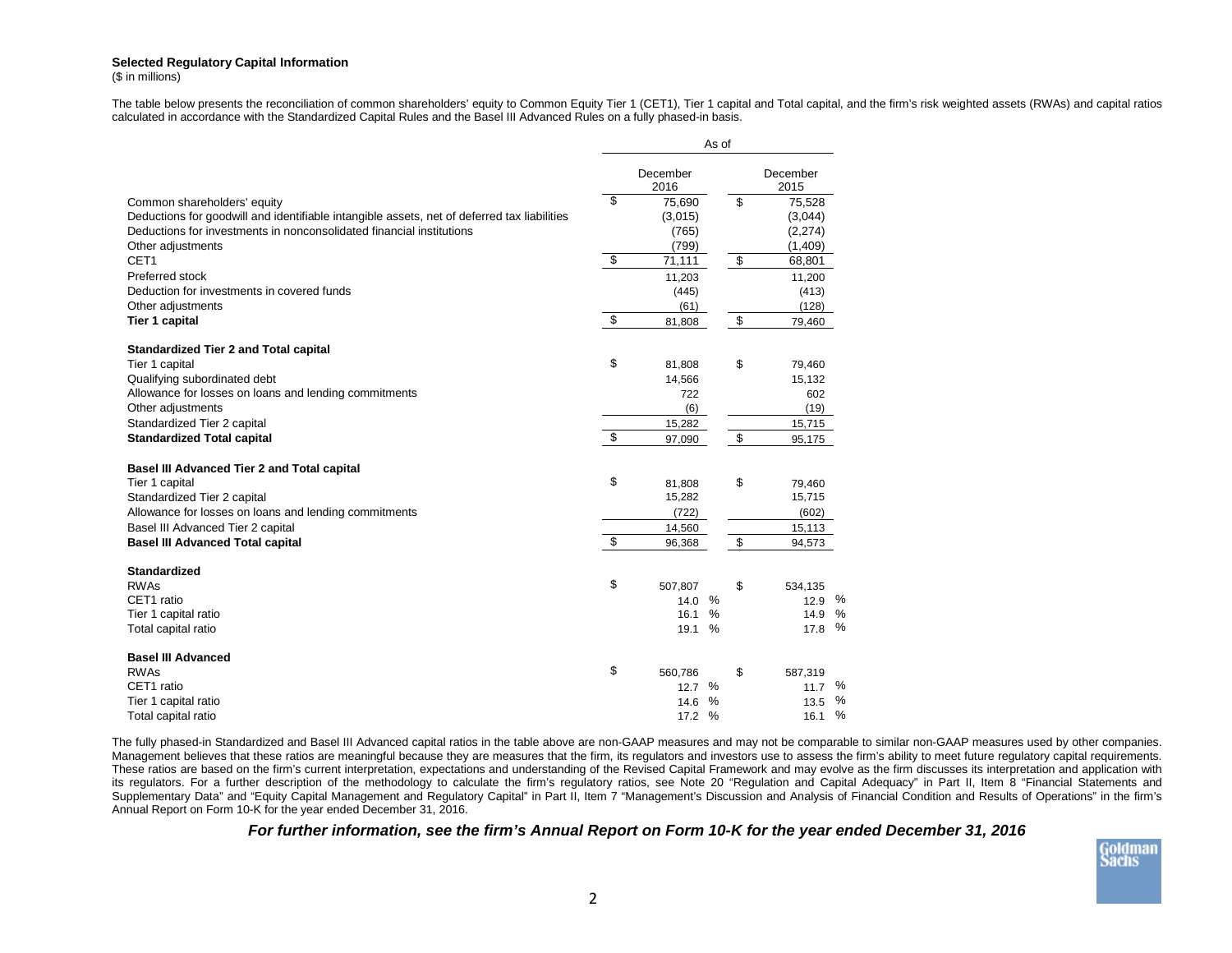**Selected Regulatory Capital Information**
($ in millions)

The table below presents the reconciliation of common shareholders' equity to Common Equity Tier 1 (CET1), Tier 1 capital and Total capital, and the firm's risk weighted assets (RWAs) and capital ratios calculated in accordance with the Standardized Capital Rules and the Basel III Advanced Rules on a fully phased-in basis.

| | As of | |
|---|---|---|
| | December 2016 | December 2015 |
| Common shareholders' equity | $ 75,690 | $ 75,528 |
| Deductions for goodwill and identifiable intangible assets, net of deferred tax liabilities | (3,015) | (3,044) |
| Deductions for investments in nonconsolidated financial institutions | (765) | (2,274) |
| Other adjustments | (799) | (1,409) |
| CET1 | $ 71,111 | $ 68,801 |
| Preferred stock | 11,203 | 11,200 |
| Deduction for investments in covered funds | (445) | (413) |
| Other adjustments | (61) | (128) |
| **Tier 1 capital** | $ 81,808 | $ 79,460 |
| **Standardized Tier 2 and Total capital** | | |
| Tier 1 capital | $ 81,808 | $ 79,460 |
| Qualifying subordinated debt | 14,566 | 15,132 |
| Allowance for losses on loans and lending commitments | 722 | 602 |
| Other adjustments | (6) | (19) |
| Standardized Tier 2 capital | 15,282 | 15,715 |
| **Standardized Total capital** | $ 97,090 | $ 95,175 |
| **Basel III Advanced Tier 2 and Total capital** | | |
| Tier 1 capital | $ 81,808 | $ 79,460 |
| Standardized Tier 2 capital | 15,282 | 15,715 |
| Allowance for losses on loans and lending commitments | (722) | (602) |
| Basel III Advanced Tier 2 capital | 14,560 | 15,113 |
| **Basel III Advanced Total capital** | $ 96,368 | $ 94,573 |
| **Standardized** | | |
| RWAs | $ 507,807 | $ 534,135 |
| CET1 ratio | 14.0 % | 12.9 % |
| Tier 1 capital ratio | 16.1 % | 14.9 % |
| Total capital ratio | 19.1 % | 17.8 % |
| **Basel III Advanced** | | |
| RWAs | $ 560,786 | $ 587,319 |
| CET1 ratio | 12.7 % | 11.7 % |
| Tier 1 capital ratio | 14.6 % | 13.5 % |
| Total capital ratio | 17.2 % | 16.1 % |

The fully phased-in Standardized and Basel III Advanced capital ratios in the table above are non-GAAP measures and may not be comparable to similar non-GAAP measures used by other companies. Management believes that these ratios are meaningful because they are measures that the firm, its regulators and investors use to assess the firm's ability to meet future regulatory capital requirements. These ratios are based on the firm's current interpretation, expectations and understanding of the Revised Capital Framework and may evolve as the firm discusses its interpretation and application with its regulators. For a further description of the methodology to calculate the firm's regulatory ratios, see Note 20 "Regulation and Capital Adequacy" in Part II, Item 8 "Financial Statements and Supplementary Data" and "Equity Capital Management and Regulatory Capital" in Part II, Item 7 "Management's Discussion and Analysis of Financial Condition and Results of Operations" in the firm's Annual Report on Form 10-K for the year ended December 31, 2016.

***For further information, see the firm's Annual Report on Form 10-K for the year ended December 31, 2016***